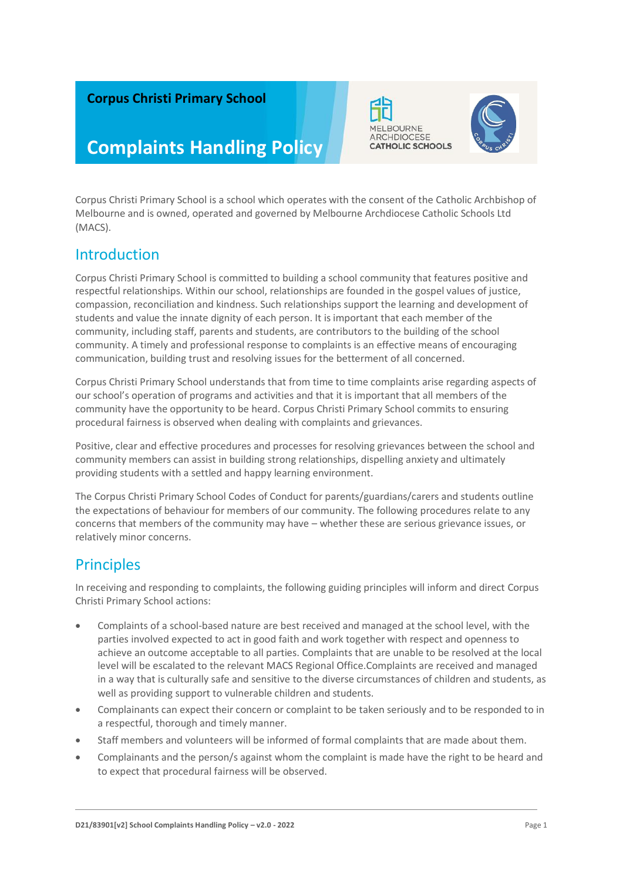**Corpus Christi Primary School**

# Complaints Handling Policy

MELBOURNE ARCHDIOCESE CATHOLIC SCHOOLS

Corpus Christi Primary School is a school which operates with the consent of the Catholic Archbishop of Melbourne and is owned, operated and governed by Melbourne Archdiocese Catholic Schools Ltd (MACS).

## Introduction

Corpus Christi Primary School is committed to building a school community that features positive and respectful relationships. Within our school, relationships are founded in the gospel values of justice, compassion, reconciliation and kindness. Such relationships support the learning and development of students and value the innate dignity of each person. It is important that each member of the community, including staff, parents and students, are contributors to the building of the school community. A timely and professional response to complaints is an effective means of encouraging communication, building trust and resolving issues for the betterment of all concerned.

Corpus Christi Primary School understands that from time to time complaints arise regarding aspects of our school's operation of programs and activities and that it is important that all members of the community have the opportunity to be heard. Corpus Christi Primary School commits to ensuring procedural fairness is observed when dealing with complaints and grievances.

Positive, clear and effective procedures and processes for resolving grievances between the school and community members can assist in building strong relationships, dispelling anxiety and ultimately providing students with a settled and happy learning environment.

The Corpus Christi Primary School Codes of Conduct for parents/guardians/carers and students outline the expectations of behaviour for members of our community. The following procedures relate to any concerns that members of the community may have – whether these are serious grievance issues, or relatively minor concerns.

## Principles

In receiving and responding to complaints, the following guiding principles will inform and direct Corpus Christi Primary School actions:

- Complaints of a school-based nature are best received and managed at the school level, with the parties involved expected to act in good faith and work together with respect and openness to achieve an outcome acceptable to all parties. Complaints that are unable to be resolved at the local level will be escalated to the relevant MACS Regional Office.Complaints are received and managed in a way that is culturally safe and sensitive to the diverse circumstances of children and students, as well as providing support to vulnerable children and students.
- Complainants can expect their concern or complaint to be taken seriously and to be responded to in a respectful, thorough and timely manner.
- Staff members and volunteers will be informed of formal complaints that are made about them.
- Complainants and the person/s against whom the complaint is made have the right to be heard and to expect that procedural fairness will be observed.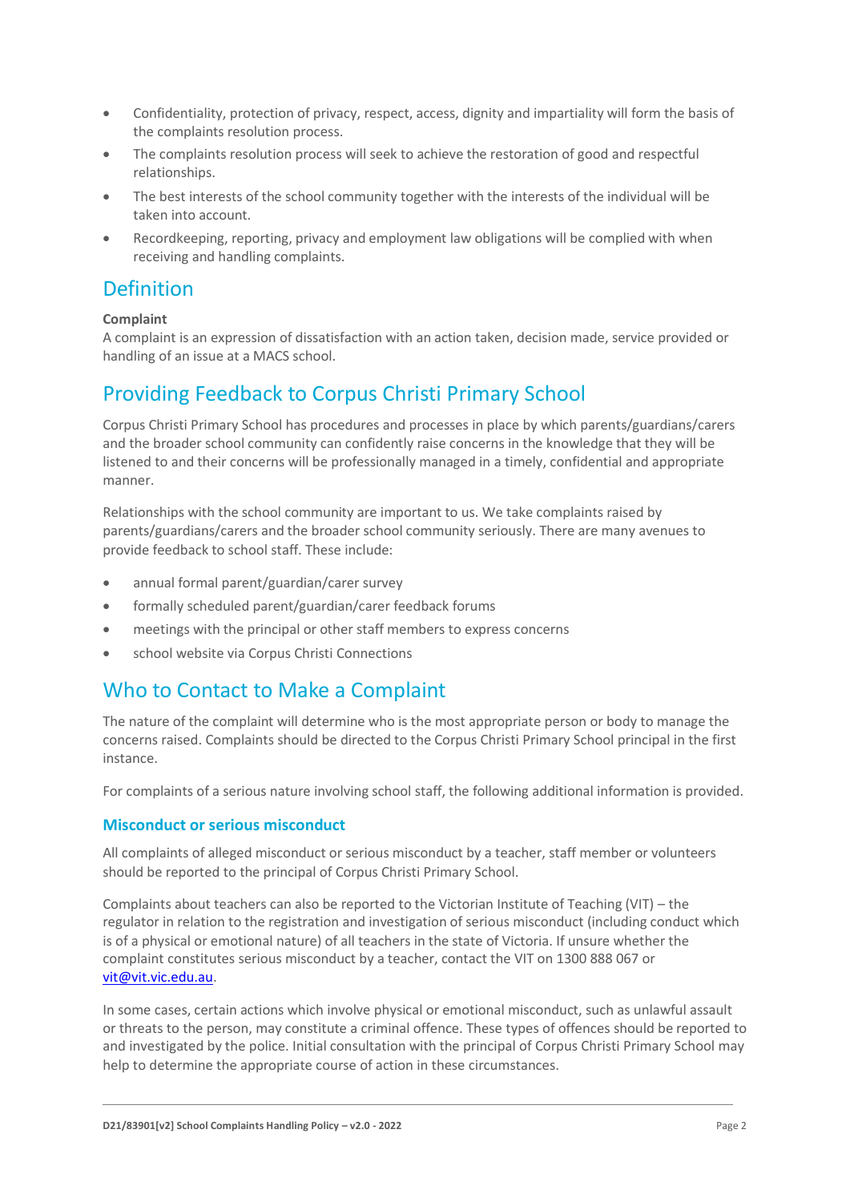- Confidentiality, protection of privacy, respect, access, dignity and impartiality will form the basis of the complaints resolution process.
- The complaints resolution process will seek to achieve the restoration of good and respectful relationships.
- The best interests of the school community together with the interests of the individual will be taken into account.
- Recordkeeping, reporting, privacy and employment law obligations will be complied with when receiving and handling complaints.

## Definition

**Complaint**
A complaint is an expression of dissatisfaction with an action taken, decision made, service provided or handling of an issue at a MACS school.

## Providing Feedback to Corpus Christi Primary School

Corpus Christi Primary School has procedures and processes in place by which parents/guardians/carers and the broader school community can confidently raise concerns in the knowledge that they will be listened to and their concerns will be professionally managed in a timely, confidential and appropriate manner.

Relationships with the school community are important to us. We take complaints raised by parents/guardians/carers and the broader school community seriously. There are many avenues to provide feedback to school staff. These include:

- annual formal parent/guardian/carer survey
- formally scheduled parent/guardian/carer feedback forums
- meetings with the principal or other staff members to express concerns
- school website via Corpus Christi Connections

## Who to Contact to Make a Complaint

The nature of the complaint will determine who is the most appropriate person or body to manage the concerns raised. Complaints should be directed to the Corpus Christi Primary School principal in the first instance.

For complaints of a serious nature involving school staff, the following additional information is provided.

### Misconduct or serious misconduct

All complaints of alleged misconduct or serious misconduct by a teacher, staff member or volunteers should be reported to the principal of Corpus Christi Primary School.

Complaints about teachers can also be reported to the Victorian Institute of Teaching (VIT) – the regulator in relation to the registration and investigation of serious misconduct (including conduct which is of a physical or emotional nature) of all teachers in the state of Victoria. If unsure whether the complaint constitutes serious misconduct by a teacher, contact the VIT on 1300 888 067 or vit@vit.vic.edu.au.

In some cases, certain actions which involve physical or emotional misconduct, such as unlawful assault or threats to the person, may constitute a criminal offence. These types of offences should be reported to and investigated by the police. Initial consultation with the principal of Corpus Christi Primary School may help to determine the appropriate course of action in these circumstances.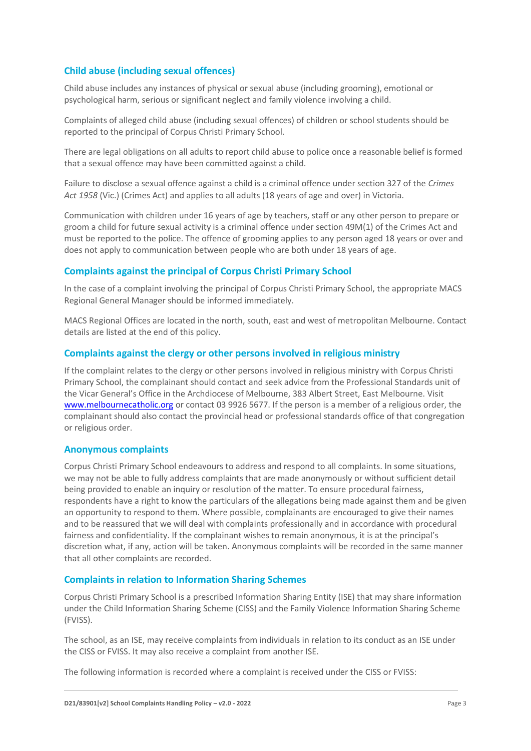## Child abuse (including sexual offences)

Child abuse includes any instances of physical or sexual abuse (including grooming), emotional or psychological harm, serious or significant neglect and family violence involving a child.

Complaints of alleged child abuse (including sexual offences) of children or school students should be reported to the principal of Corpus Christi Primary School.

There are legal obligations on all adults to report child abuse to police once a reasonable belief is formed that a sexual offence may have been committed against a child.

Failure to disclose a sexual offence against a child is a criminal offence under section 327 of the *Crimes Act 1958* (Vic.) (Crimes Act) and applies to all adults (18 years of age and over) in Victoria.

Communication with children under 16 years of age by teachers, staff or any other person to prepare or groom a child for future sexual activity is a criminal offence under section 49M(1) of the Crimes Act and must be reported to the police. The offence of grooming applies to any person aged 18 years or over and does not apply to communication between people who are both under 18 years of age.

## Complaints against the principal of Corpus Christi Primary School

In the case of a complaint involving the principal of Corpus Christi Primary School, the appropriate MACS Regional General Manager should be informed immediately.

MACS Regional Offices are located in the north, south, east and west of metropolitan Melbourne. Contact details are listed at the end of this policy.

## Complaints against the clergy or other persons involved in religious ministry

If the complaint relates to the clergy or other persons involved in religious ministry with Corpus Christi Primary School, the complainant should contact and seek advice from the Professional Standards unit of the Vicar General's Office in the Archdiocese of Melbourne, 383 Albert Street, East Melbourne. Visit [www.melbournecatholic.org](http://www.melbournecatholic.org) or contact 03 9926 5677. If the person is a member of a religious order, the complainant should also contact the provincial head or professional standards office of that congregation or religious order.

## Anonymous complaints

Corpus Christi Primary School endeavours to address and respond to all complaints. In some situations, we may not be able to fully address complaints that are made anonymously or without sufficient detail being provided to enable an inquiry or resolution of the matter. To ensure procedural fairness, respondents have a right to know the particulars of the allegations being made against them and be given an opportunity to respond to them. Where possible, complainants are encouraged to give their names and to be reassured that we will deal with complaints professionally and in accordance with procedural fairness and confidentiality. If the complainant wishes to remain anonymous, it is at the principal's discretion what, if any, action will be taken. Anonymous complaints will be recorded in the same manner that all other complaints are recorded.

## Complaints in relation to Information Sharing Schemes

Corpus Christi Primary School is a prescribed Information Sharing Entity (ISE) that may share information under the Child Information Sharing Scheme (CISS) and the Family Violence Information Sharing Scheme (FVISS).

The school, as an ISE, may receive complaints from individuals in relation to its conduct as an ISE under the CISS or FVISS. It may also receive a complaint from another ISE.

The following information is recorded where a complaint is received under the CISS or FVISS: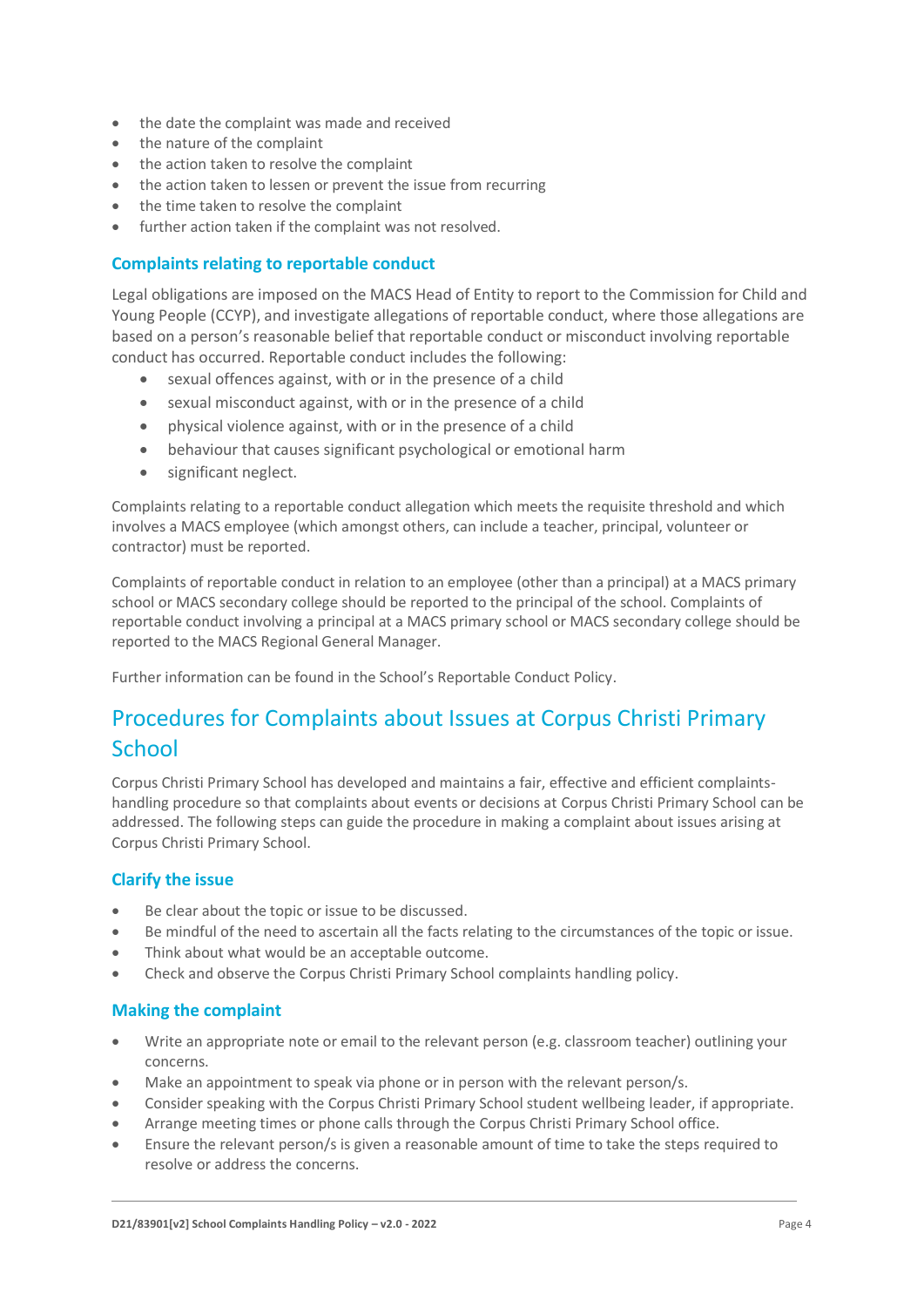- the date the complaint was made and received
- the nature of the complaint
- the action taken to resolve the complaint
- the action taken to lessen or prevent the issue from recurring
- the time taken to resolve the complaint
- further action taken if the complaint was not resolved.

### Complaints relating to reportable conduct

Legal obligations are imposed on the MACS Head of Entity to report to the Commission for Child and Young People (CCYP), and investigate allegations of reportable conduct, where those allegations are based on a person's reasonable belief that reportable conduct or misconduct involving reportable conduct has occurred. Reportable conduct includes the following:

- sexual offences against, with or in the presence of a child
- sexual misconduct against, with or in the presence of a child
- physical violence against, with or in the presence of a child
- behaviour that causes significant psychological or emotional harm
- significant neglect.

Complaints relating to a reportable conduct allegation which meets the requisite threshold and which involves a MACS employee (which amongst others, can include a teacher, principal, volunteer or contractor) must be reported.

Complaints of reportable conduct in relation to an employee (other than a principal) at a MACS primary school or MACS secondary college should be reported to the principal of the school. Complaints of reportable conduct involving a principal at a MACS primary school or MACS secondary college should be reported to the MACS Regional General Manager.

Further information can be found in the School's Reportable Conduct Policy.

## Procedures for Complaints about Issues at Corpus Christi Primary School

Corpus Christi Primary School has developed and maintains a fair, effective and efficient complaints-handling procedure so that complaints about events or decisions at Corpus Christi Primary School can be addressed. The following steps can guide the procedure in making a complaint about issues arising at Corpus Christi Primary School.

### Clarify the issue

- Be clear about the topic or issue to be discussed.
- Be mindful of the need to ascertain all the facts relating to the circumstances of the topic or issue.
- Think about what would be an acceptable outcome.
- Check and observe the Corpus Christi Primary School complaints handling policy.

### Making the complaint

- Write an appropriate note or email to the relevant person (e.g. classroom teacher) outlining your concerns.
- Make an appointment to speak via phone or in person with the relevant person/s.
- Consider speaking with the Corpus Christi Primary School student wellbeing leader, if appropriate.
- Arrange meeting times or phone calls through the Corpus Christi Primary School office.
- Ensure the relevant person/s is given a reasonable amount of time to take the steps required to resolve or address the concerns.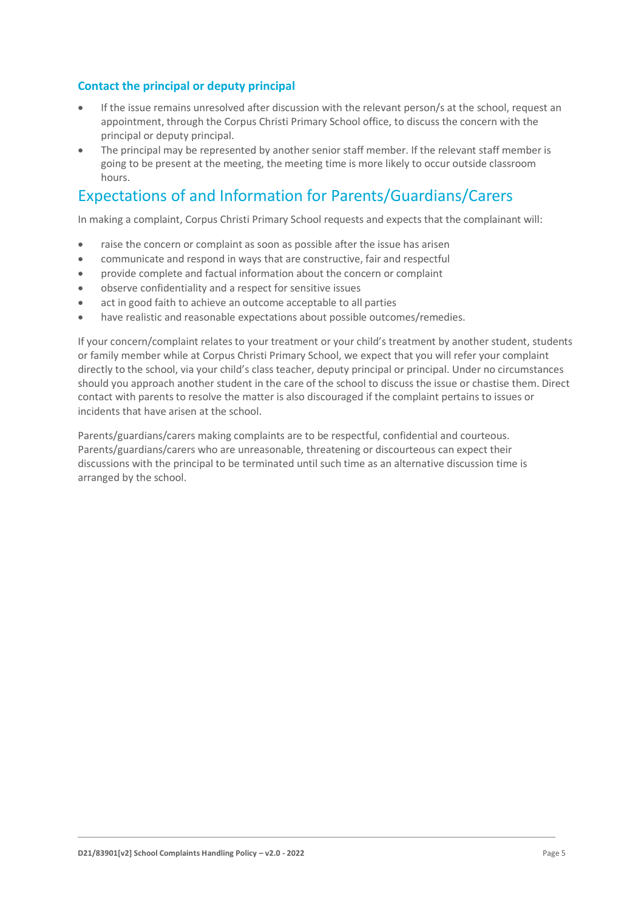### Contact the principal or deputy principal

- If the issue remains unresolved after discussion with the relevant person/s at the school, request an appointment, through the Corpus Christi Primary School office, to discuss the concern with the principal or deputy principal.
- The principal may be represented by another senior staff member. If the relevant staff member is going to be present at the meeting, the meeting time is more likely to occur outside classroom hours.

## Expectations of and Information for Parents/Guardians/Carers

In making a complaint, Corpus Christi Primary School requests and expects that the complainant will:

- raise the concern or complaint as soon as possible after the issue has arisen
- communicate and respond in ways that are constructive, fair and respectful
- provide complete and factual information about the concern or complaint
- observe confidentiality and a respect for sensitive issues
- act in good faith to achieve an outcome acceptable to all parties
- have realistic and reasonable expectations about possible outcomes/remedies.

If your concern/complaint relates to your treatment or your child's treatment by another student, students or family member while at Corpus Christi Primary School, we expect that you will refer your complaint directly to the school, via your child's class teacher, deputy principal or principal. Under no circumstances should you approach another student in the care of the school to discuss the issue or chastise them. Direct contact with parents to resolve the matter is also discouraged if the complaint pertains to issues or incidents that have arisen at the school.

Parents/guardians/carers making complaints are to be respectful, confidential and courteous. Parents/guardians/carers who are unreasonable, threatening or discourteous can expect their discussions with the principal to be terminated until such time as an alternative discussion time is arranged by the school.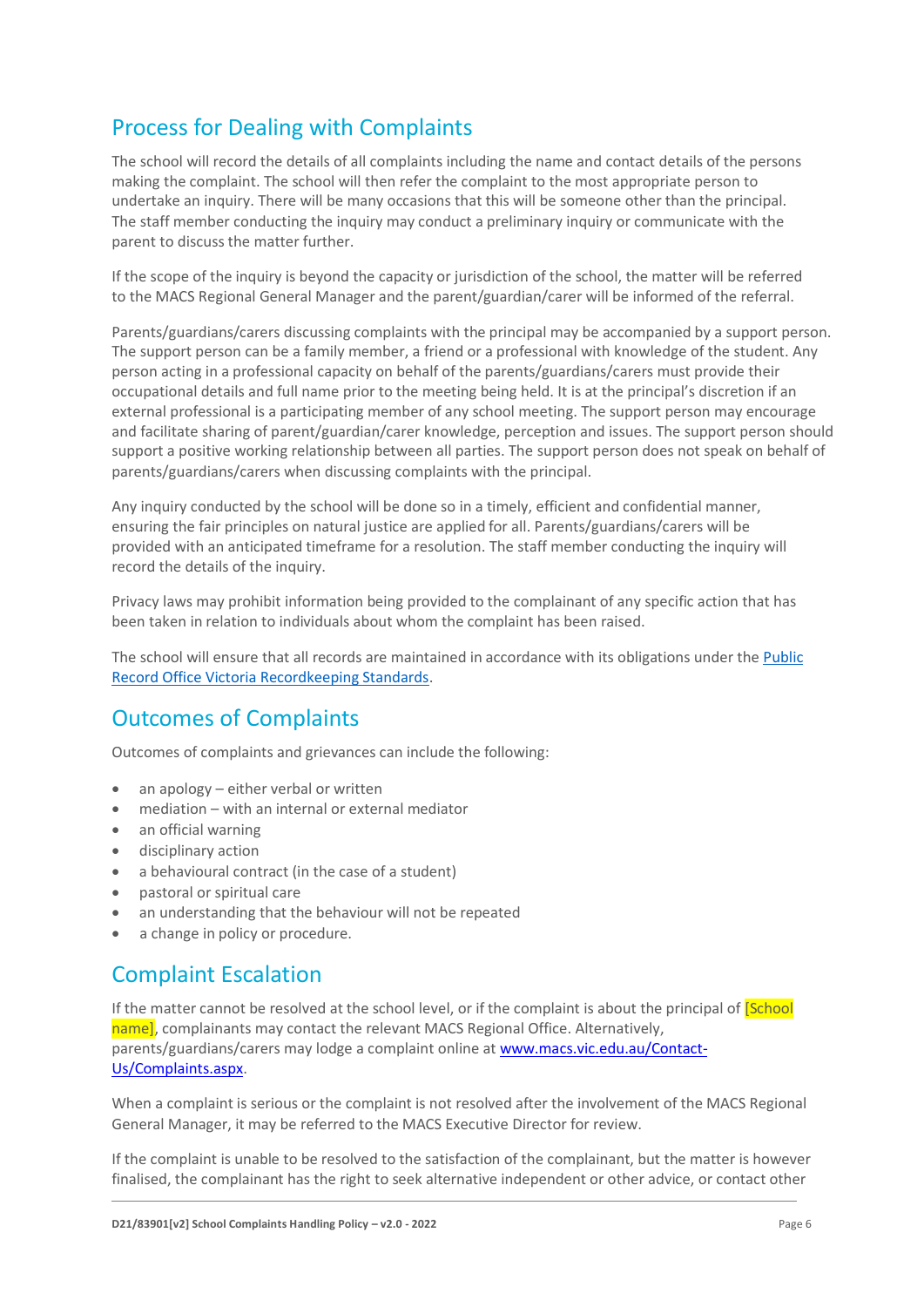## Process for Dealing with Complaints

The school will record the details of all complaints including the name and contact details of the persons making the complaint. The school will then refer the complaint to the most appropriate person to undertake an inquiry. There will be many occasions that this will be someone other than the principal. The staff member conducting the inquiry may conduct a preliminary inquiry or communicate with the parent to discuss the matter further.

If the scope of the inquiry is beyond the capacity or jurisdiction of the school, the matter will be referred to the MACS Regional General Manager and the parent/guardian/carer will be informed of the referral.

Parents/guardians/carers discussing complaints with the principal may be accompanied by a support person. The support person can be a family member, a friend or a professional with knowledge of the student. Any person acting in a professional capacity on behalf of the parents/guardians/carers must provide their occupational details and full name prior to the meeting being held. It is at the principal's discretion if an external professional is a participating member of any school meeting. The support person may encourage and facilitate sharing of parent/guardian/carer knowledge, perception and issues. The support person should support a positive working relationship between all parties. The support person does not speak on behalf of parents/guardians/carers when discussing complaints with the principal.

Any inquiry conducted by the school will be done so in a timely, efficient and confidential manner, ensuring the fair principles on natural justice are applied for all. Parents/guardians/carers will be provided with an anticipated timeframe for a resolution. The staff member conducting the inquiry will record the details of the inquiry.

Privacy laws may prohibit information being provided to the complainant of any specific action that has been taken in relation to individuals about whom the complaint has been raised.

The school will ensure that all records are maintained in accordance with its obligations under the [Public Record Office Victoria Recordkeeping Standards](#).

## Outcomes of Complaints

Outcomes of complaints and grievances can include the following:

- an apology – either verbal or written
- mediation – with an internal or external mediator
- an official warning
- disciplinary action
- a behavioural contract (in the case of a student)
- pastoral or spiritual care
- an understanding that the behaviour will not be repeated
- a change in policy or procedure.

## Complaint Escalation

If the matter cannot be resolved at the school level, or if the complaint is about the principal of [School name], complainants may contact the relevant MACS Regional Office. Alternatively, parents/guardians/carers may lodge a complaint online at [www.macs.vic.edu.au/Contact-Us/Complaints.aspx](www.macs.vic.edu.au/Contact-Us/Complaints.aspx).

When a complaint is serious or the complaint is not resolved after the involvement of the MACS Regional General Manager, it may be referred to the MACS Executive Director for review.

If the complaint is unable to be resolved to the satisfaction of the complainant, but the matter is however finalised, the complainant has the right to seek alternative independent or other advice, or contact other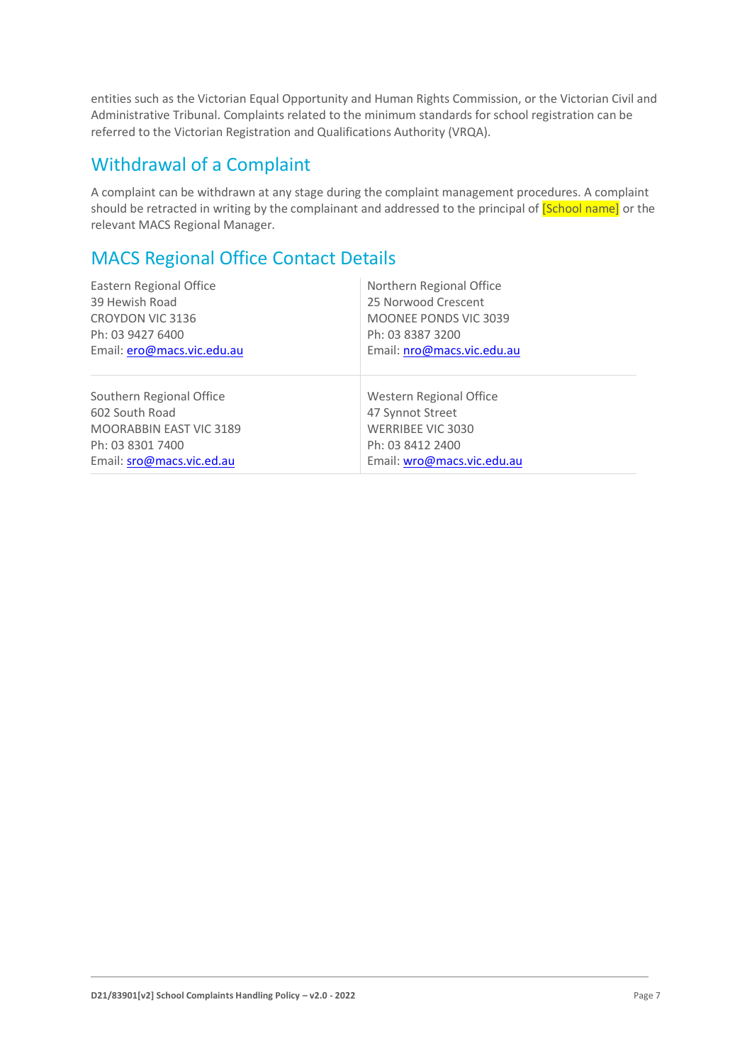entities such as the Victorian Equal Opportunity and Human Rights Commission, or the Victorian Civil and Administrative Tribunal. Complaints related to the minimum standards for school registration can be referred to the Victorian Registration and Qualifications Authority (VRQA).

## Withdrawal of a Complaint

A complaint can be withdrawn at any stage during the complaint management procedures. A complaint should be retracted in writing by the complainant and addressed to the principal of [School name] or the relevant MACS Regional Manager.

## MACS Regional Office Contact Details

| | |
|---|---|
| Eastern Regional Office<br>39 Hewish Road<br>CROYDON VIC 3136<br>Ph: 03 9427 6400<br>Email: ero@macs.vic.edu.au | Northern Regional Office<br>25 Norwood Crescent<br>MOONEE PONDS VIC 3039<br>Ph: 03 8387 3200<br>Email: nro@macs.vic.edu.au |
| Southern Regional Office<br>602 South Road<br>MOORABBIN EAST VIC 3189<br>Ph: 03 8301 7400<br>Email: sro@macs.vic.ed.au | Western Regional Office<br>47 Synnot Street<br>WERRIBEE VIC 3030<br>Ph: 03 8412 2400<br>Email: wro@macs.vic.edu.au |